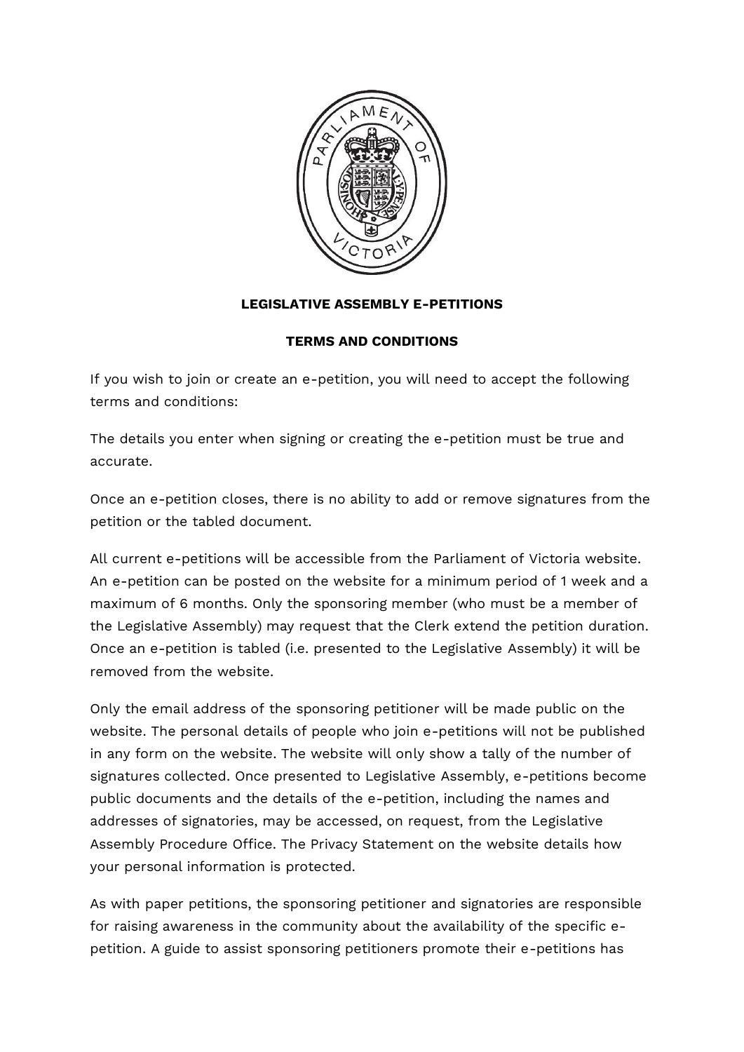# LEGISLATIVE ASSEMBLY E-PETITIONS

## TERMS AND CONDITIONS

If you wish to join or create an e-petition, you will need to accept the following terms and conditions:

The details you enter when signing or creating the e-petition must be true and accurate.

Once an e-petition closes, there is no ability to add or remove signatures from the petition or the tabled document.

All current e-petitions will be accessible from the Parliament of Victoria website. An e-petition can be posted on the website for a minimum period of 1 week and a maximum of 6 months. Only the sponsoring member (who must be a member of the Legislative Assembly) may request that the Clerk extend the petition duration. Once an e-petition is tabled (i.e. presented to the Legislative Assembly) it will be removed from the website.

Only the email address of the sponsoring petitioner will be made public on the website. The personal details of people who join e-petitions will not be published in any form on the website. The website will only show a tally of the number of signatures collected. Once presented to Legislative Assembly, e-petitions become public documents and the details of the e-petition, including the names and addresses of signatories, may be accessed, on request, from the Legislative Assembly Procedure Office. The Privacy Statement on the website details how your personal information is protected.

As with paper petitions, the sponsoring petitioner and signatories are responsible for raising awareness in the community about the availability of the specific e-petition. A guide to assist sponsoring petitioners promote their e-petitions has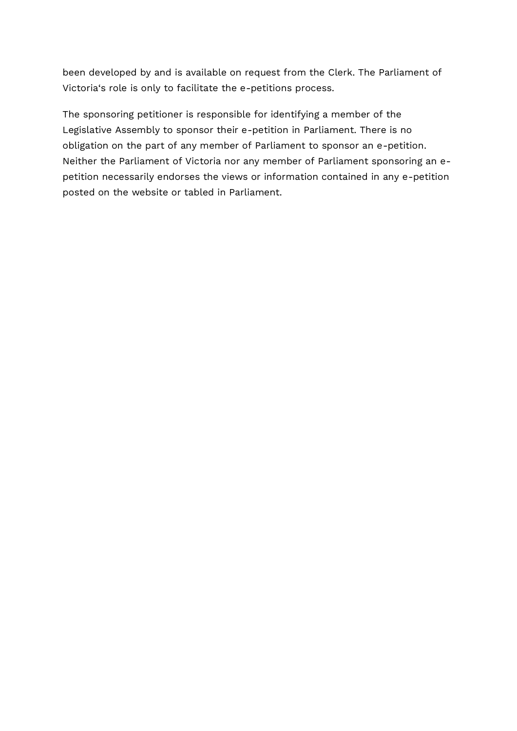been developed by and is available on request from the Clerk. The Parliament of Victoria's role is only to facilitate the e-petitions process.

The sponsoring petitioner is responsible for identifying a member of the Legislative Assembly to sponsor their e-petition in Parliament. There is no obligation on the part of any member of Parliament to sponsor an e-petition. Neither the Parliament of Victoria nor any member of Parliament sponsoring an e-petition necessarily endorses the views or information contained in any e-petition posted on the website or tabled in Parliament.